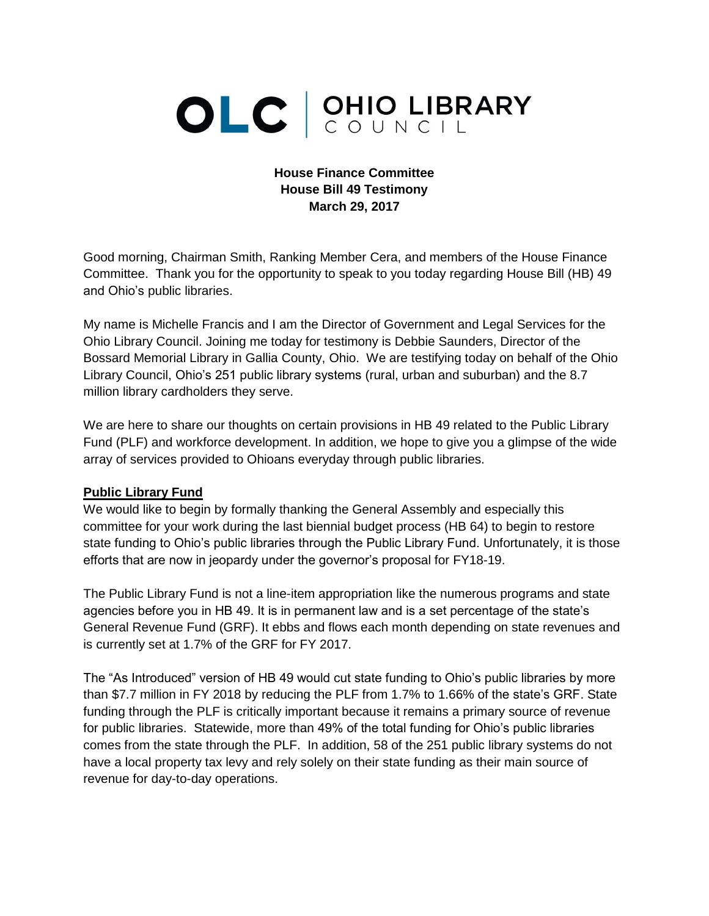OLC | OHIO LIBRARY COUNCIL

**House Finance Committee**
**House Bill 49 Testimony**
**March 29, 2017**

Good morning, Chairman Smith, Ranking Member Cera, and members of the House Finance Committee. Thank you for the opportunity to speak to you today regarding House Bill (HB) 49 and Ohio's public libraries.

My name is Michelle Francis and I am the Director of Government and Legal Services for the Ohio Library Council. Joining me today for testimony is Debbie Saunders, Director of the Bossard Memorial Library in Gallia County, Ohio. We are testifying today on behalf of the Ohio Library Council, Ohio's 251 public library systems (rural, urban and suburban) and the 8.7 million library cardholders they serve.

We are here to share our thoughts on certain provisions in HB 49 related to the Public Library Fund (PLF) and workforce development. In addition, we hope to give you a glimpse of the wide array of services provided to Ohioans everyday through public libraries.

## Public Library Fund

We would like to begin by formally thanking the General Assembly and especially this committee for your work during the last biennial budget process (HB 64) to begin to restore state funding to Ohio's public libraries through the Public Library Fund. Unfortunately, it is those efforts that are now in jeopardy under the governor's proposal for FY18-19.

The Public Library Fund is not a line-item appropriation like the numerous programs and state agencies before you in HB 49. It is in permanent law and is a set percentage of the state's General Revenue Fund (GRF). It ebbs and flows each month depending on state revenues and is currently set at 1.7% of the GRF for FY 2017.

The "As Introduced" version of HB 49 would cut state funding to Ohio's public libraries by more than $7.7 million in FY 2018 by reducing the PLF from 1.7% to 1.66% of the state's GRF. State funding through the PLF is critically important because it remains a primary source of revenue for public libraries. Statewide, more than 49% of the total funding for Ohio's public libraries comes from the state through the PLF. In addition, 58 of the 251 public library systems do not have a local property tax levy and rely solely on their state funding as their main source of revenue for day-to-day operations.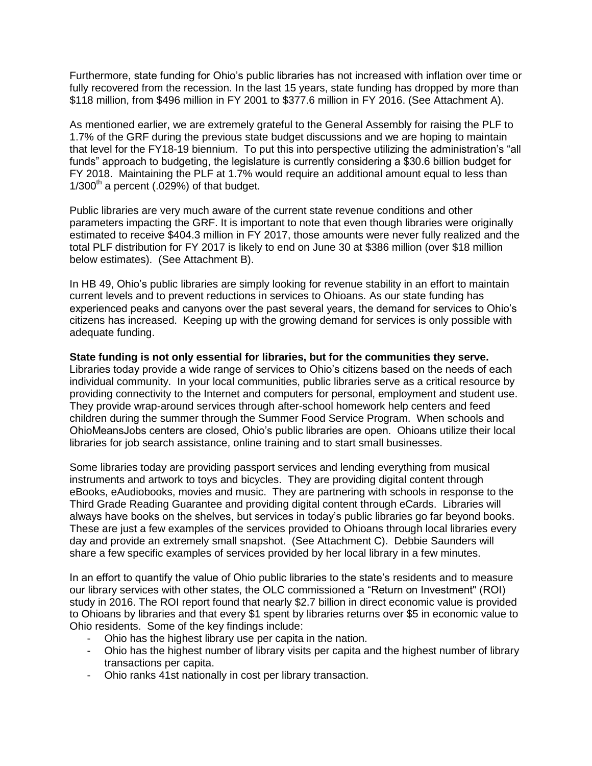Furthermore, state funding for Ohio's public libraries has not increased with inflation over time or fully recovered from the recession. In the last 15 years, state funding has dropped by more than $118 million, from $496 million in FY 2001 to $377.6 million in FY 2016. (See Attachment A).

As mentioned earlier, we are extremely grateful to the General Assembly for raising the PLF to 1.7% of the GRF during the previous state budget discussions and we are hoping to maintain that level for the FY18-19 biennium. To put this into perspective utilizing the administration's "all funds" approach to budgeting, the legislature is currently considering a $30.6 billion budget for FY 2018. Maintaining the PLF at 1.7% would require an additional amount equal to less than 1/300th a percent (.029%) of that budget.

Public libraries are very much aware of the current state revenue conditions and other parameters impacting the GRF. It is important to note that even though libraries were originally estimated to receive $404.3 million in FY 2017, those amounts were never fully realized and the total PLF distribution for FY 2017 is likely to end on June 30 at $386 million (over $18 million below estimates). (See Attachment B).

In HB 49, Ohio's public libraries are simply looking for revenue stability in an effort to maintain current levels and to prevent reductions in services to Ohioans. As our state funding has experienced peaks and canyons over the past several years, the demand for services to Ohio's citizens has increased. Keeping up with the growing demand for services is only possible with adequate funding.

**State funding is not only essential for libraries, but for the communities they serve.** Libraries today provide a wide range of services to Ohio's citizens based on the needs of each individual community. In your local communities, public libraries serve as a critical resource by providing connectivity to the Internet and computers for personal, employment and student use. They provide wrap-around services through after-school homework help centers and feed children during the summer through the Summer Food Service Program. When schools and OhioMeansJobs centers are closed, Ohio's public libraries are open. Ohioans utilize their local libraries for job search assistance, online training and to start small businesses.

Some libraries today are providing passport services and lending everything from musical instruments and artwork to toys and bicycles. They are providing digital content through eBooks, eAudiobooks, movies and music. They are partnering with schools in response to the Third Grade Reading Guarantee and providing digital content through eCards. Libraries will always have books on the shelves, but services in today's public libraries go far beyond books. These are just a few examples of the services provided to Ohioans through local libraries every day and provide an extremely small snapshot. (See Attachment C). Debbie Saunders will share a few specific examples of services provided by her local library in a few minutes.

In an effort to quantify the value of Ohio public libraries to the state's residents and to measure our library services with other states, the OLC commissioned a "Return on Investment" (ROI) study in 2016. The ROI report found that nearly $2.7 billion in direct economic value is provided to Ohioans by libraries and that every $1 spent by libraries returns over $5 in economic value to Ohio residents. Some of the key findings include:

- Ohio has the highest library use per capita in the nation.
- Ohio has the highest number of library visits per capita and the highest number of library transactions per capita.
- Ohio ranks 41st nationally in cost per library transaction.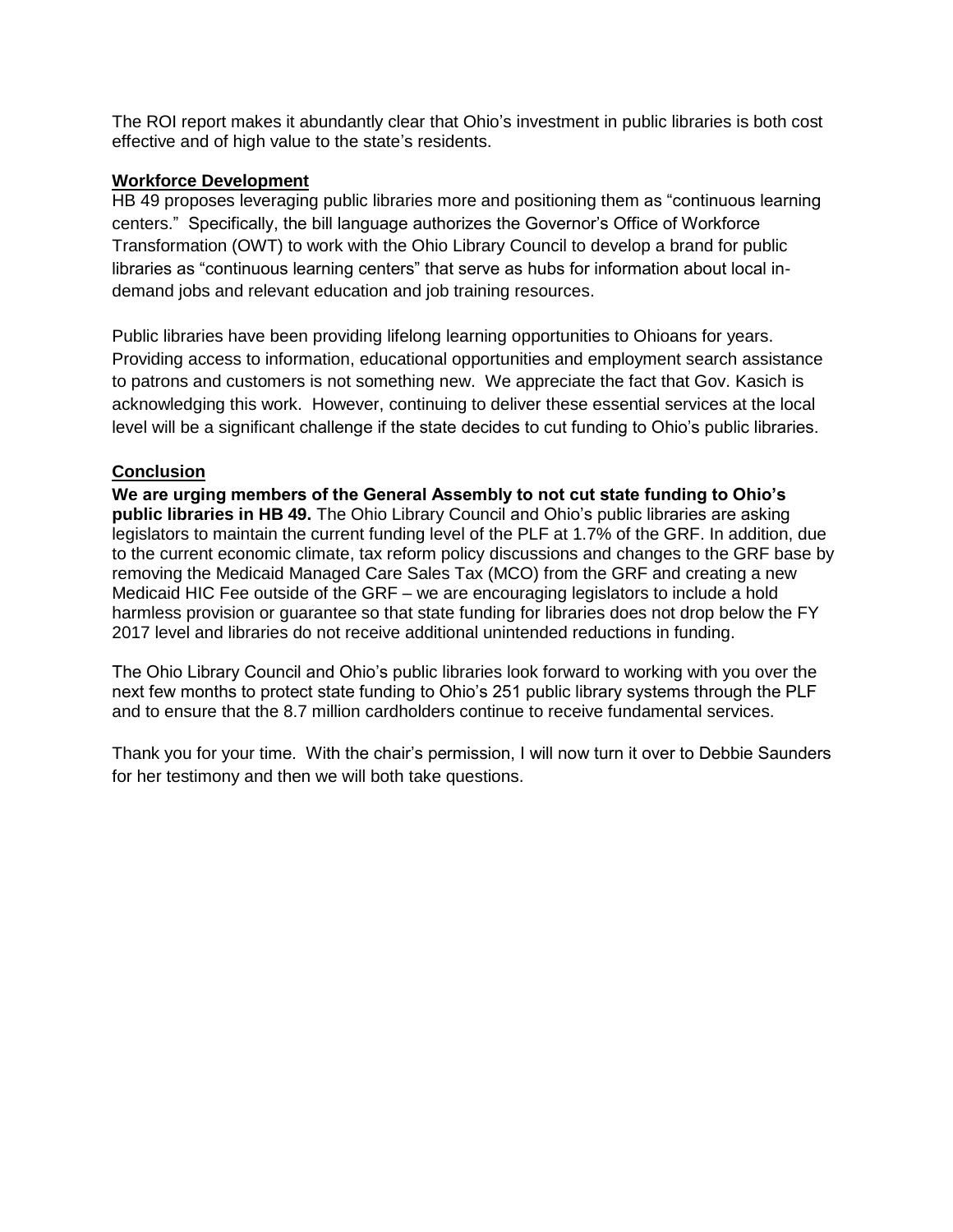The ROI report makes it abundantly clear that Ohio's investment in public libraries is both cost effective and of high value to the state's residents.

## Workforce Development

HB 49 proposes leveraging public libraries more and positioning them as "continuous learning centers." Specifically, the bill language authorizes the Governor's Office of Workforce Transformation (OWT) to work with the Ohio Library Council to develop a brand for public libraries as "continuous learning centers" that serve as hubs for information about local in-demand jobs and relevant education and job training resources.

Public libraries have been providing lifelong learning opportunities to Ohioans for years. Providing access to information, educational opportunities and employment search assistance to patrons and customers is not something new. We appreciate the fact that Gov. Kasich is acknowledging this work. However, continuing to deliver these essential services at the local level will be a significant challenge if the state decides to cut funding to Ohio's public libraries.

## Conclusion

**We are urging members of the General Assembly to not cut state funding to Ohio's public libraries in HB 49.** The Ohio Library Council and Ohio's public libraries are asking legislators to maintain the current funding level of the PLF at 1.7% of the GRF. In addition, due to the current economic climate, tax reform policy discussions and changes to the GRF base by removing the Medicaid Managed Care Sales Tax (MCO) from the GRF and creating a new Medicaid HIC Fee outside of the GRF – we are encouraging legislators to include a hold harmless provision or guarantee so that state funding for libraries does not drop below the FY 2017 level and libraries do not receive additional unintended reductions in funding.

The Ohio Library Council and Ohio's public libraries look forward to working with you over the next few months to protect state funding to Ohio's 251 public library systems through the PLF and to ensure that the 8.7 million cardholders continue to receive fundamental services.

Thank you for your time. With the chair's permission, I will now turn it over to Debbie Saunders for her testimony and then we will both take questions.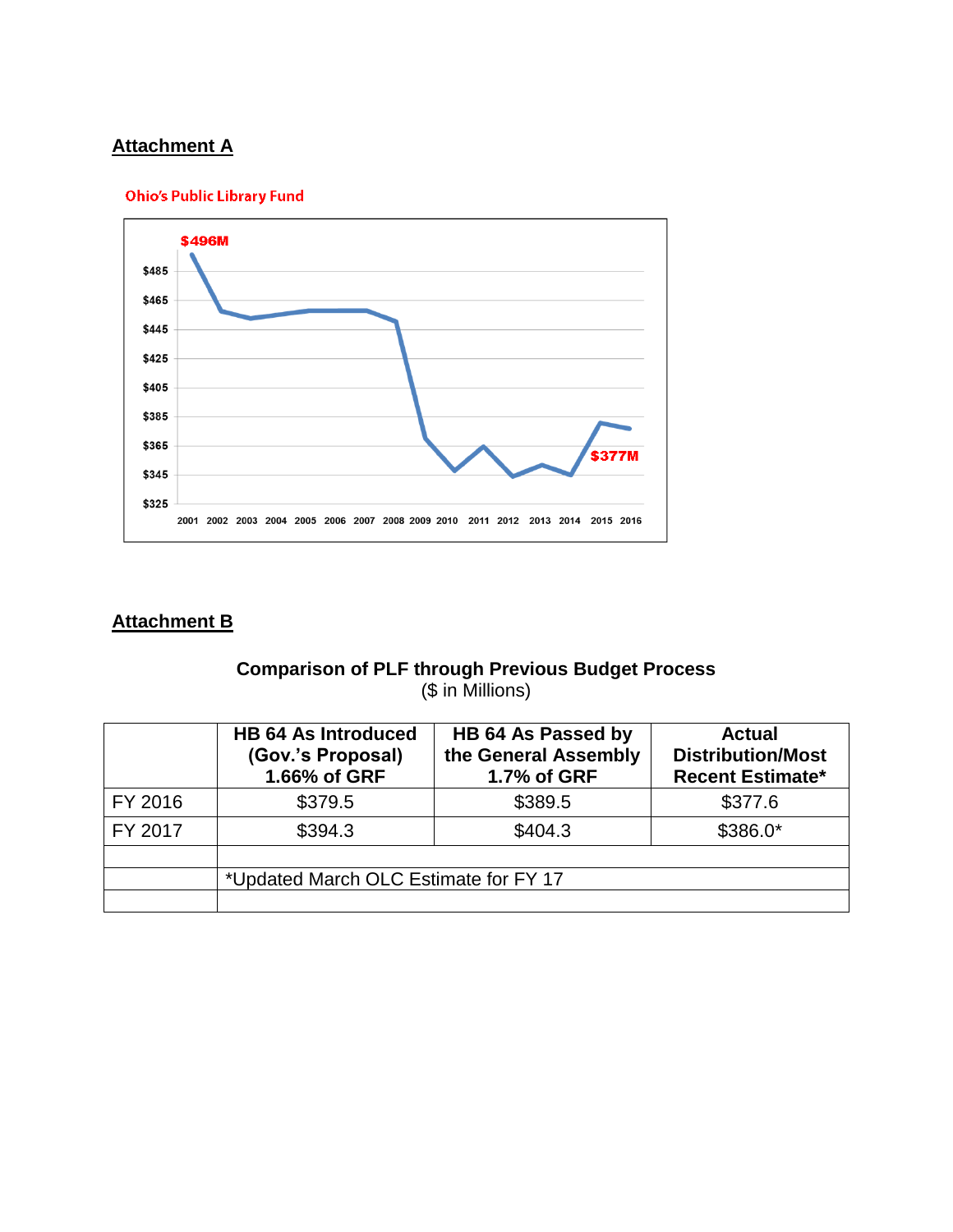## Attachment A

Ohio's Public Library Fund

$496M

$485
$465
$445
$425
$405
$385
$365
$345
$325

2001 2002 2003 2004 2005 2006 2007 2008 2009 2010 2011 2012 2013 2014 2015 2016

$377M

## Attachment B

**Comparison of PLF through Previous Budget Process**
($ in Millions)

| | HB 64 As Introduced (Gov.'s Proposal) 1.66% of GRF | HB 64 As Passed by the General Assembly 1.7% of GRF | Actual Distribution/Most Recent Estimate* |
|---|---|---|---|
| FY 2016 | $379.5 | $389.5 | $377.6 |
| FY 2017 | $394.3 | $404.3 | $386.0* |
| | | | |
| | *Updated March OLC Estimate for FY 17 | | |
| | | | |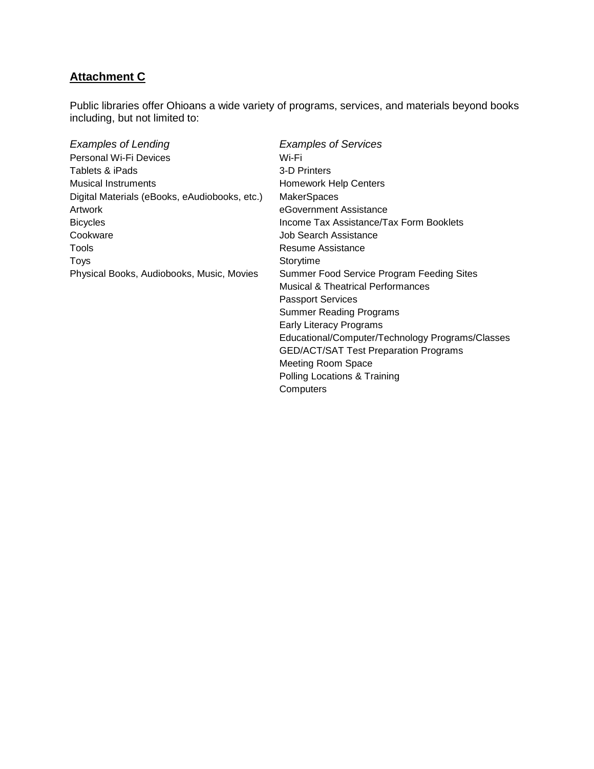**Attachment C**

Public libraries offer Ohioans a wide variety of programs, services, and materials beyond books including, but not limited to:

*Examples of Lending*

Personal Wi-Fi Devices
Tablets & iPads
Musical Instruments
Digital Materials (eBooks, eAudiobooks, etc.)
Artwork
Bicycles
Cookware
Tools
Toys
Physical Books, Audiobooks, Music, Movies

*Examples of Services*

Wi-Fi
3-D Printers
Homework Help Centers
MakerSpaces
eGovernment Assistance
Income Tax Assistance/Tax Form Booklets
Job Search Assistance
Resume Assistance
Storytime
Summer Food Service Program Feeding Sites
Musical & Theatrical Performances
Passport Services
Summer Reading Programs
Early Literacy Programs
Educational/Computer/Technology Programs/Classes
GED/ACT/SAT Test Preparation Programs
Meeting Room Space
Polling Locations & Training
Computers